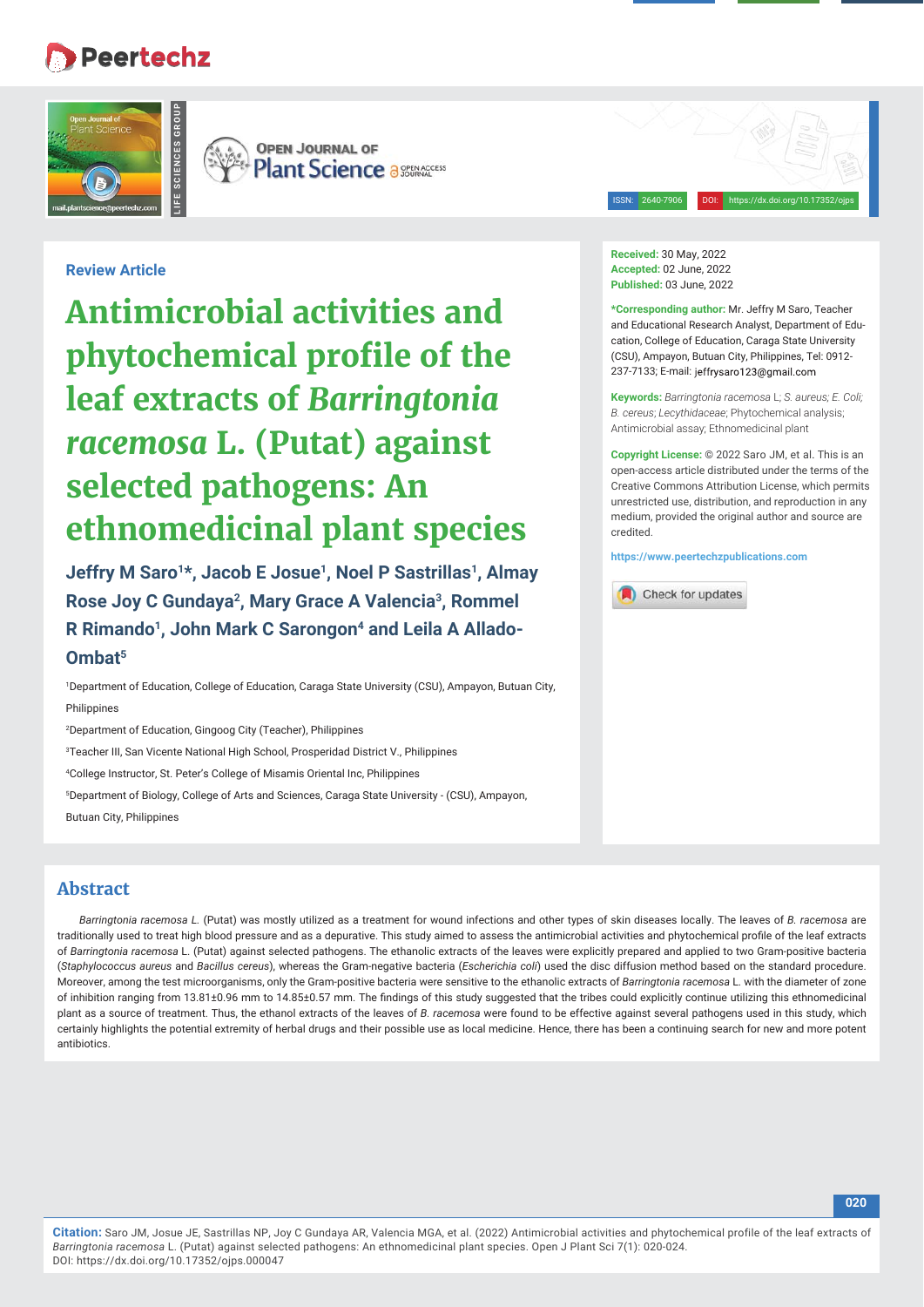Review Article

# Antimicrobial activities and phytochemical profile of the leaf extracts of *Barringtonia racemosa* L. (Putat) against selected pathogens: An ethnomedicinal plant species

**Jeffry M Saro[1]*, Jacob E Josue[1], Noel P Sastrillas[1], Almay Rose Joy C Gundaya[2], Mary Grace A Valencia[3], Rommel R Rimando[1], John Mark C Sarongon[4] and Leila A Allado-Ombat[5]**

[1]Department of Education, College of Education, Caraga State University (CSU), Ampayon, Butuan City, Philippines

[2]Department of Education, Gingoog City (Teacher), Philippines

[3]Teacher III, San Vicente National High School, Prosperidad District V., Philippines

[4]College Instructor, St. Peter's College of Misamis Oriental Inc, Philippines

[5]Department of Biology, College of Arts and Sciences, Caraga State University - (CSU), Ampayon, Butuan City, Philippines

**Received:** 30 May, 2022
**Accepted:** 02 June, 2022
**Published:** 03 June, 2022

***Corresponding author:** Mr. Jeffry M Saro, Teacher and Educational Research Analyst, Department of Education, College of Education, Caraga State University (CSU), Ampayon, Butuan City, Philippines, Tel: 0912-237-7133; E-mail: jeffrysaro123@gmail.com

**Keywords:** *Barringtonia racemosa* L; *S. aureus; E. Coli; B. cereus*; *Lecythidaceae*; Phytochemical analysis; Antimicrobial assay; Ethnomedicinal plant

**Copyright License:** © 2022 Saro JM, et al. This is an open-access article distributed under the terms of the Creative Commons Attribution License, which permits unrestricted use, distribution, and reproduction in any medium, provided the original author and source are credited.

https://www.peertechzpublications.com

## Abstract

*Barringtonia racemosa L.* (Putat) was mostly utilized as a treatment for wound infections and other types of skin diseases locally. The leaves of *B. racemosa* are traditionally used to treat high blood pressure and as a depurative. This study aimed to assess the antimicrobial activities and phytochemical profile of the leaf extracts of *Barringtonia racemosa* L. (Putat) against selected pathogens. The ethanolic extracts of the leaves were explicitly prepared and applied to two Gram-positive bacteria (*Staphylococcus aureus* and *Bacillus cereus*), whereas the Gram-negative bacteria (*Escherichia coli*) used the disc diffusion method based on the standard procedure. Moreover, among the test microorganisms, only the Gram-positive bacteria were sensitive to the ethanolic extracts of *Barringtonia racemosa* L. with the diameter of zone of inhibition ranging from 13.81±0.96 mm to 14.85±0.57 mm. The findings of this study suggested that the tribes could explicitly continue utilizing this ethnomedicinal plant as a source of treatment. Thus, the ethanol extracts of the leaves of *B. racemosa* were found to be effective against several pathogens used in this study, which certainly highlights the potential extremity of herbal drugs and their possible use as local medicine. Hence, there has been a continuing search for new and more potent antibiotics.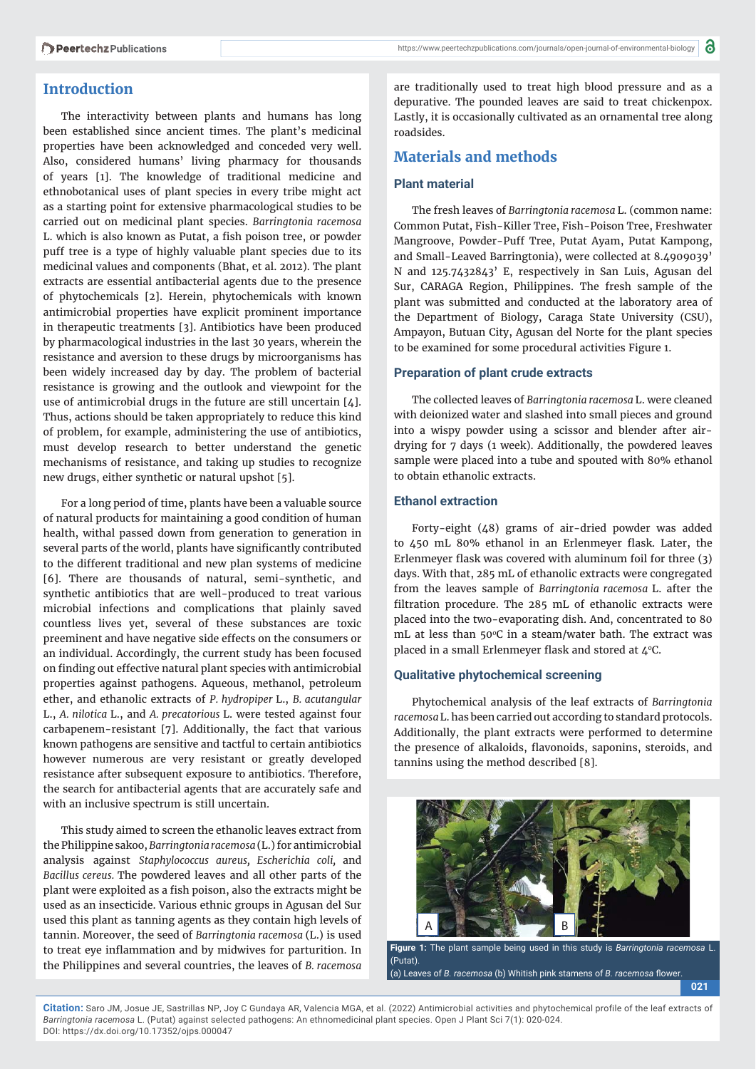## Introduction

The interactivity between plants and humans has long been established since ancient times. The plant's medicinal properties have been acknowledged and conceded very well. Also, considered humans' living pharmacy for thousands of years [1]. The knowledge of traditional medicine and ethnobotanical uses of plant species in every tribe might act as a starting point for extensive pharmacological studies to be carried out on medicinal plant species. *Barringtonia racemosa* L. which is also known as Putat, a fish poison tree, or powder puff tree is a type of highly valuable plant species due to its medicinal values and components (Bhat, et al. 2012). The plant extracts are essential antibacterial agents due to the presence of phytochemicals [2]. Herein, phytochemicals with known antimicrobial properties have explicit prominent importance in therapeutic treatments [3]. Antibiotics have been produced by pharmacological industries in the last 30 years, wherein the resistance and aversion to these drugs by microorganisms has been widely increased day by day. The problem of bacterial resistance is growing and the outlook and viewpoint for the use of antimicrobial drugs in the future are still uncertain [4]. Thus, actions should be taken appropriately to reduce this kind of problem, for example, administering the use of antibiotics, must develop research to better understand the genetic mechanisms of resistance, and taking up studies to recognize new drugs, either synthetic or natural upshot [5].

For a long period of time, plants have been a valuable source of natural products for maintaining a good condition of human health, withal passed down from generation to generation in several parts of the world, plants have significantly contributed to the different traditional and new plan systems of medicine [6]. There are thousands of natural, semi-synthetic, and synthetic antibiotics that are well-produced to treat various microbial infections and complications that plainly saved countless lives yet, several of these substances are toxic preeminent and have negative side effects on the consumers or an individual. Accordingly, the current study has been focused on finding out effective natural plant species with antimicrobial properties against pathogens. Aqueous, methanol, petroleum ether, and ethanolic extracts of *P. hydropiper* L., *B. acutangular* L., *A. nilotica* L., and *A. precatorious* L. were tested against four carbapenem-resistant [7]. Additionally, the fact that various known pathogens are sensitive and tactful to certain antibiotics however numerous are very resistant or greatly developed resistance after subsequent exposure to antibiotics. Therefore, the search for antibacterial agents that are accurately safe and with an inclusive spectrum is still uncertain.

This study aimed to screen the ethanolic leaves extract from the Philippine sakoo, *Barringtonia racemosa* (L.) for antimicrobial analysis against *Staphylococcus aureus, Escherichia coli,* and *Bacillus cereus.* The powdered leaves and all other parts of the plant were exploited as a fish poison, also the extracts might be used as an insecticide. Various ethnic groups in Agusan del Sur used this plant as tanning agents as they contain high levels of tannin. Moreover, the seed of *Barringtonia racemosa* (L.) is used to treat eye inflammation and by midwives for parturition. In the Philippines and several countries, the leaves of *B. racemosa* are traditionally used to treat high blood pressure and as a depurative. The pounded leaves are said to treat chickenpox. Lastly, it is occasionally cultivated as an ornamental tree along roadsides.

## Materials and methods

### Plant material

The fresh leaves of *Barringtonia racemosa* L. (common name: Common Putat, Fish-Killer Tree, Fish-Poison Tree, Freshwater Mangroove, Powder-Puff Tree, Putat Ayam, Putat Kampong, and Small-Leaved Barringtonia), were collected at 8.4909039' N and 125.7432843' E, respectively in San Luis, Agusan del Sur, CARAGA Region, Philippines. The fresh sample of the plant was submitted and conducted at the laboratory area of the Department of Biology, Caraga State University (CSU), Ampayon, Butuan City, Agusan del Norte for the plant species to be examined for some procedural activities Figure 1.

### Preparation of plant crude extracts

The collected leaves of *Barringtonia racemosa* L. were cleaned with deionized water and slashed into small pieces and ground into a wispy powder using a scissor and blender after air-drying for 7 days (1 week). Additionally, the powdered leaves sample were placed into a tube and spouted with 80% ethanol to obtain ethanolic extracts.

### Ethanol extraction

Forty-eight (48) grams of air-dried powder was added to 450 mL 80% ethanol in an Erlenmeyer flask. Later, the Erlenmeyer flask was covered with aluminum foil for three (3) days. With that, 285 mL of ethanolic extracts were congregated from the leaves sample of *Barringtonia racemosa* L. after the filtration procedure. The 285 mL of ethanolic extracts were placed into the two-evaporating dish. And, concentrated to 80 mL at less than 50°C in a steam/water bath. The extract was placed in a small Erlenmeyer flask and stored at 4°C.

### Qualitative phytochemical screening

Phytochemical analysis of the leaf extracts of *Barringtonia racemosa* L. has been carried out according to standard protocols. Additionally, the plant extracts were performed to determine the presence of alkaloids, flavonoids, saponins, steroids, and tannins using the method described [8].

**Figure 1:** The plant sample being used in this study is *Barringtonia racemosa* L. (Putat).
(a) Leaves of *B. racemosa* (b) Whitish pink stamens of *B. racemosa* flower.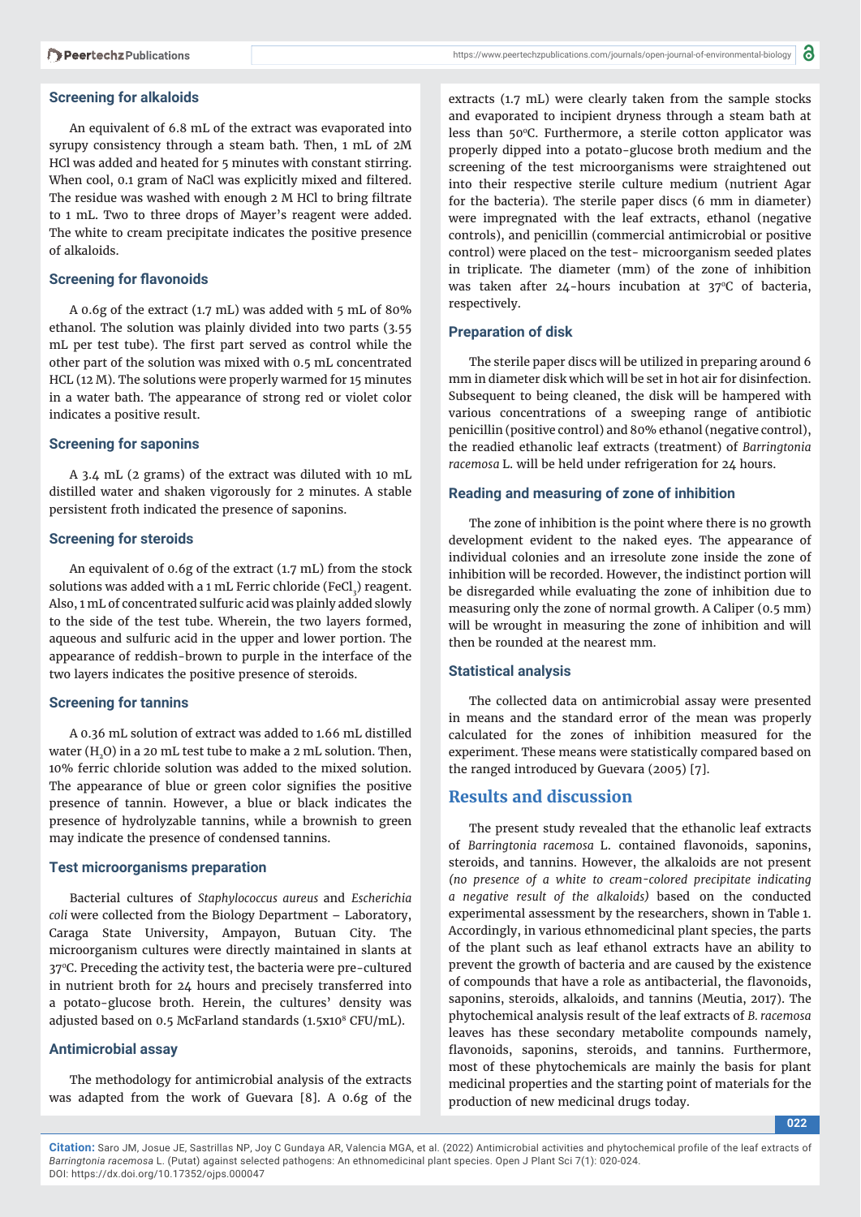### Screening for alkaloids

An equivalent of 6.8 mL of the extract was evaporated into syrupy consistency through a steam bath. Then, 1 mL of 2M HCl was added and heated for 5 minutes with constant stirring. When cool, 0.1 gram of NaCl was explicitly mixed and filtered. The residue was washed with enough 2 M HCl to bring filtrate to 1 mL. Two to three drops of Mayer's reagent were added. The white to cream precipitate indicates the positive presence of alkaloids.

### Screening for flavonoids

A 0.6g of the extract (1.7 mL) was added with 5 mL of 80% ethanol. The solution was plainly divided into two parts (3.55 mL per test tube). The first part served as control while the other part of the solution was mixed with 0.5 mL concentrated HCL (12 M). The solutions were properly warmed for 15 minutes in a water bath. The appearance of strong red or violet color indicates a positive result.

### Screening for saponins

A 3.4 mL (2 grams) of the extract was diluted with 10 mL distilled water and shaken vigorously for 2 minutes. A stable persistent froth indicated the presence of saponins.

### Screening for steroids

An equivalent of 0.6g of the extract (1.7 mL) from the stock solutions was added with a 1 mL Ferric chloride ($FeCl_3$) reagent. Also, 1 mL of concentrated sulfuric acid was plainly added slowly to the side of the test tube. Wherein, the two layers formed, aqueous and sulfuric acid in the upper and lower portion. The appearance of reddish-brown to purple in the interface of the two layers indicates the positive presence of steroids.

### Screening for tannins

A 0.36 mL solution of extract was added to 1.66 mL distilled water ($H_2O$) in a 20 mL test tube to make a 2 mL solution. Then, 10% ferric chloride solution was added to the mixed solution. The appearance of blue or green color signifies the positive presence of tannin. However, a blue or black indicates the presence of hydrolyzable tannins, while a brownish to green may indicate the presence of condensed tannins.

### Test microorganisms preparation

Bacterial cultures of *Staphylococcus aureus* and *Escherichia coli* were collected from the Biology Department – Laboratory, Caraga State University, Ampayon, Butuan City. The microorganism cultures were directly maintained in slants at 37°C. Preceding the activity test, the bacteria were pre-cultured in nutrient broth for 24 hours and precisely transferred into a potato-glucose broth. Herein, the cultures' density was adjusted based on 0.5 McFarland standards ($1.5 \times 10^8$ CFU/mL).

### Antimicrobial assay

The methodology for antimicrobial analysis of the extracts was adapted from the work of Guevara [8]. A 0.6g of the extracts (1.7 mL) were clearly taken from the sample stocks and evaporated to incipient dryness through a steam bath at less than 50°C. Furthermore, a sterile cotton applicator was properly dipped into a potato-glucose broth medium and the screening of the test microorganisms were straightened out into their respective sterile culture medium (nutrient Agar for the bacteria). The sterile paper discs (6 mm in diameter) were impregnated with the leaf extracts, ethanol (negative controls), and penicillin (commercial antimicrobial or positive control) were placed on the test- microorganism seeded plates in triplicate. The diameter (mm) of the zone of inhibition was taken after 24-hours incubation at 37°C of bacteria, respectively.

### Preparation of disk

The sterile paper discs will be utilized in preparing around 6 mm in diameter disk which will be set in hot air for disinfection. Subsequent to being cleaned, the disk will be hampered with various concentrations of a sweeping range of antibiotic penicillin (positive control) and 80% ethanol (negative control), the readied ethanolic leaf extracts (treatment) of *Barringtonia racemosa* L. will be held under refrigeration for 24 hours.

### Reading and measuring of zone of inhibition

The zone of inhibition is the point where there is no growth development evident to the naked eyes. The appearance of individual colonies and an irresolute zone inside the zone of inhibition will be recorded. However, the indistinct portion will be disregarded while evaluating the zone of inhibition due to measuring only the zone of normal growth. A Caliper (0.5 mm) will be wrought in measuring the zone of inhibition and will then be rounded at the nearest mm.

### Statistical analysis

The collected data on antimicrobial assay were presented in means and the standard error of the mean was properly calculated for the zones of inhibition measured for the experiment. These means were statistically compared based on the ranged introduced by Guevara (2005) [7].

## Results and discussion

The present study revealed that the ethanolic leaf extracts of *Barringtonia racemosa* L. contained flavonoids, saponins, steroids, and tannins. However, the alkaloids are not present *(no presence of a white to cream-colored precipitate indicating a negative result of the alkaloids)* based on the conducted experimental assessment by the researchers, shown in Table 1. Accordingly, in various ethnomedicinal plant species, the parts of the plant such as leaf ethanol extracts have an ability to prevent the growth of bacteria and are caused by the existence of compounds that have a role as antibacterial, the flavonoids, saponins, steroids, alkaloids, and tannins (Meutia, 2017). The phytochemical analysis result of the leaf extracts of *B. racemosa* leaves has these secondary metabolite compounds namely, flavonoids, saponins, steroids, and tannins. Furthermore, most of these phytochemicals are mainly the basis for plant medicinal properties and the starting point of materials for the production of new medicinal drugs today.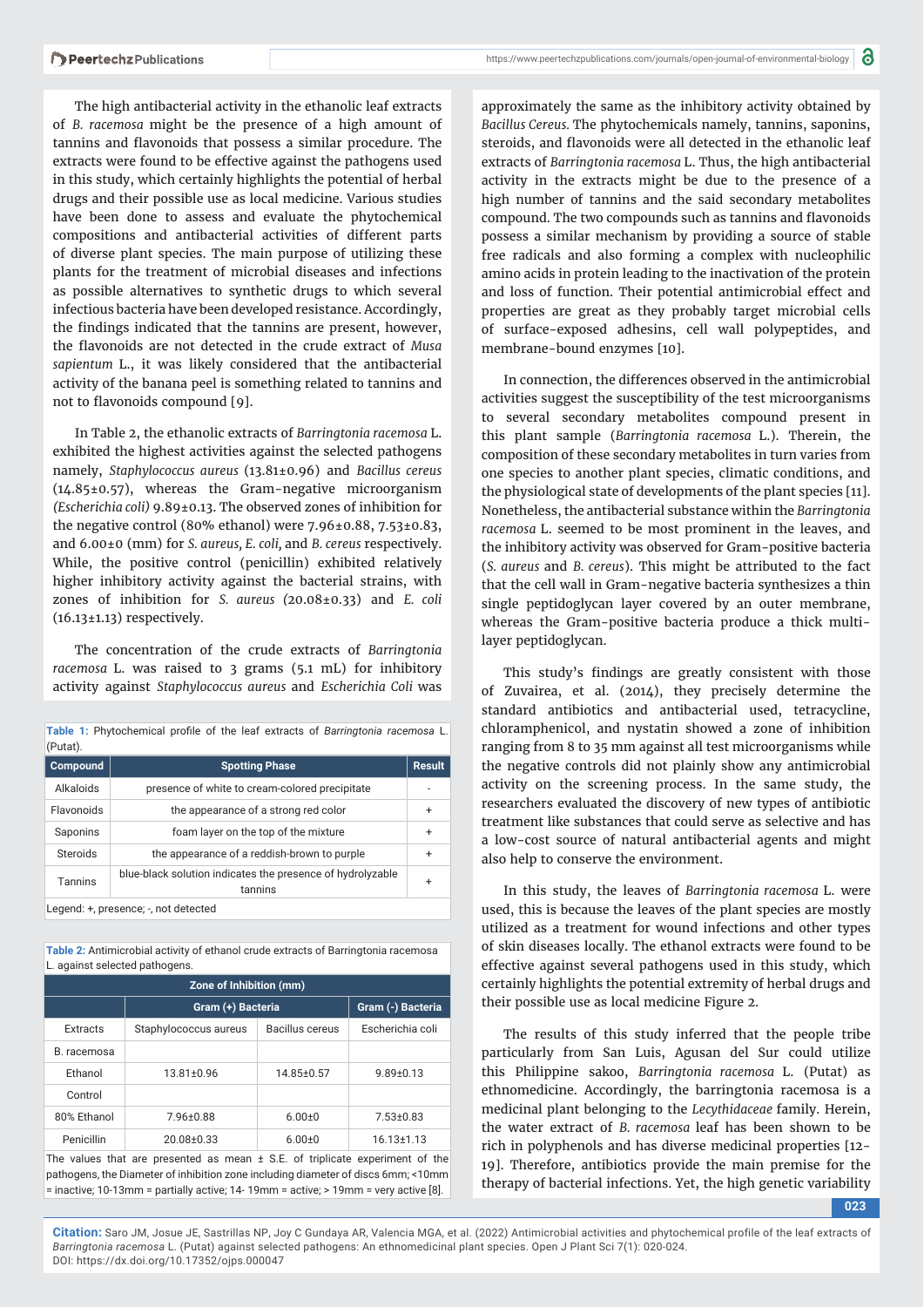The high antibacterial activity in the ethanolic leaf extracts of *B. racemosa* might be the presence of a high amount of tannins and flavonoids that possess a similar procedure. The extracts were found to be effective against the pathogens used in this study, which certainly highlights the potential of herbal drugs and their possible use as local medicine. Various studies have been done to assess and evaluate the phytochemical compositions and antibacterial activities of different parts of diverse plant species. The main purpose of utilizing these plants for the treatment of microbial diseases and infections as possible alternatives to synthetic drugs to which several infectious bacteria have been developed resistance. Accordingly, the findings indicated that the tannins are present, however, the flavonoids are not detected in the crude extract of *Musa sapientum* L., it was likely considered that the antibacterial activity of the banana peel is something related to tannins and not to flavonoids compound [9].

In Table 2, the ethanolic extracts of *Barringtonia racemosa* L. exhibited the highest activities against the selected pathogens namely, *Staphylococcus aureus* (13.81±0.96) and *Bacillus cereus* (14.85±0.57), whereas the Gram-negative microorganism *(Escherichia coli)* 9.89±0.13. The observed zones of inhibition for the negative control (80% ethanol) were 7.96±0.88, 7.53±0.83, and 6.00±0 (mm) for *S. aureus, E. coli*, and *B. cereus* respectively. While, the positive control (penicillin) exhibited relatively higher inhibitory activity against the bacterial strains, with zones of inhibition for *S. aureus* (20.08±0.33) and *E. coli* (16.13±1.13) respectively.

The concentration of the crude extracts of *Barringtonia racemosa* L. was raised to 3 grams (5.1 mL) for inhibitory activity against *Staphylococcus aureus* and *Escherichia Coli* was approximately the same as the inhibitory activity obtained by *Bacillus Cereus.* The phytochemicals namely, tannins, saponins, steroids, and flavonoids were all detected in the ethanolic leaf extracts of *Barringtonia racemosa* L. Thus, the high antibacterial activity in the extracts might be due to the presence of a high number of tannins and the said secondary metabolites compound. The two compounds such as tannins and flavonoids possess a similar mechanism by providing a source of stable free radicals and also forming a complex with nucleophilic amino acids in protein leading to the inactivation of the protein and loss of function. Their potential antimicrobial effect and properties are great as they probably target microbial cells of surface-exposed adhesins, cell wall polypeptides, and membrane-bound enzymes [10].

**Table 1:** Phytochemical profile of the leaf extracts of *Barringtonia racemosa* L. (Putat).

| Compound | Spotting Phase | Result |
|---|---|---|
| Alkaloids | presence of white to cream-colored precipitate | - |
| Flavonoids | the appearance of a strong red color | + |
| Saponins | foam layer on the top of the mixture | + |
| Steroids | the appearance of a reddish-brown to purple | + |
| Tannins | blue-black solution indicates the presence of hydrolyzable tannins | + |

Legend: +, presence; -, not detected

**Table 2:** Antimicrobial activity of ethanol crude extracts of Barringtonia racemosa L. against selected pathogens.

| Zone of Inhibition (mm) | | | |
|---|---|---|---|
| | Gram (+) Bacteria | | Gram (-) Bacteria |
| Extracts | Staphylococcus aureus | Bacillus cereus | Escherichia coli |
| B. racemosa | | | |
| Ethanol | 13.81±0.96 | 14.85±0.57 | 9.89±0.13 |
| Control | | | |
| 80% Ethanol | 7.96±0.88 | 6.00±0 | 7.53±0.83 |
| Penicillin | 20.08±0.33 | 6.00±0 | 16.13±1.13 |

The values that are presented as mean ± S.E. of triplicate experiment of the pathogens, the Diameter of inhibition zone including diameter of discs 6mm; <10mm = inactive; 10-13mm = partially active; 14- 19mm = active; > 19mm = very active [8].

In connection, the differences observed in the antimicrobial activities suggest the susceptibility of the test microorganisms to several secondary metabolites compound present in this plant sample (*Barringtonia racemosa* L.). Therein, the composition of these secondary metabolites in turn varies from one species to another plant species, climatic conditions, and the physiological state of developments of the plant species [11]. Nonetheless, the antibacterial substance within the *Barringtonia racemosa* L. seemed to be most prominent in the leaves, and the inhibitory activity was observed for Gram-positive bacteria (*S. aureus* and *B. cereus*). This might be attributed to the fact that the cell wall in Gram-negative bacteria synthesizes a thin single peptidoglycan layer covered by an outer membrane, whereas the Gram-positive bacteria produce a thick multi-layer peptidoglycan.

This study's findings are greatly consistent with those of Zuvairea, et al. (2014), they precisely determine the standard antibiotics and antibacterial used, tetracycline, chloramphenicol, and nystatin showed a zone of inhibition ranging from 8 to 35 mm against all test microorganisms while the negative controls did not plainly show any antimicrobial activity on the screening process. In the same study, the researchers evaluated the discovery of new types of antibiotic treatment like substances that could serve as selective and has a low-cost source of natural antibacterial agents and might also help to conserve the environment.

In this study, the leaves of *Barringtonia racemosa* L. were used, this is because the leaves of the plant species are mostly utilized as a treatment for wound infections and other types of skin diseases locally. The ethanol extracts were found to be effective against several pathogens used in this study, which certainly highlights the potential extremity of herbal drugs and their possible use as local medicine Figure 2.

The results of this study inferred that the people tribe particularly from San Luis, Agusan del Sur could utilize this Philippine sakoo, *Barringtonia racemosa* L. (Putat) as ethnomedicine. Accordingly, the barringtonia racemosa is a medicinal plant belonging to the *Lecythidaceae* family. Herein, the water extract of *B. racemosa* leaf has been shown to be rich in polyphenols and has diverse medicinal properties [12-19]. Therefore, antibiotics provide the main premise for the therapy of bacterial infections. Yet, the high genetic variability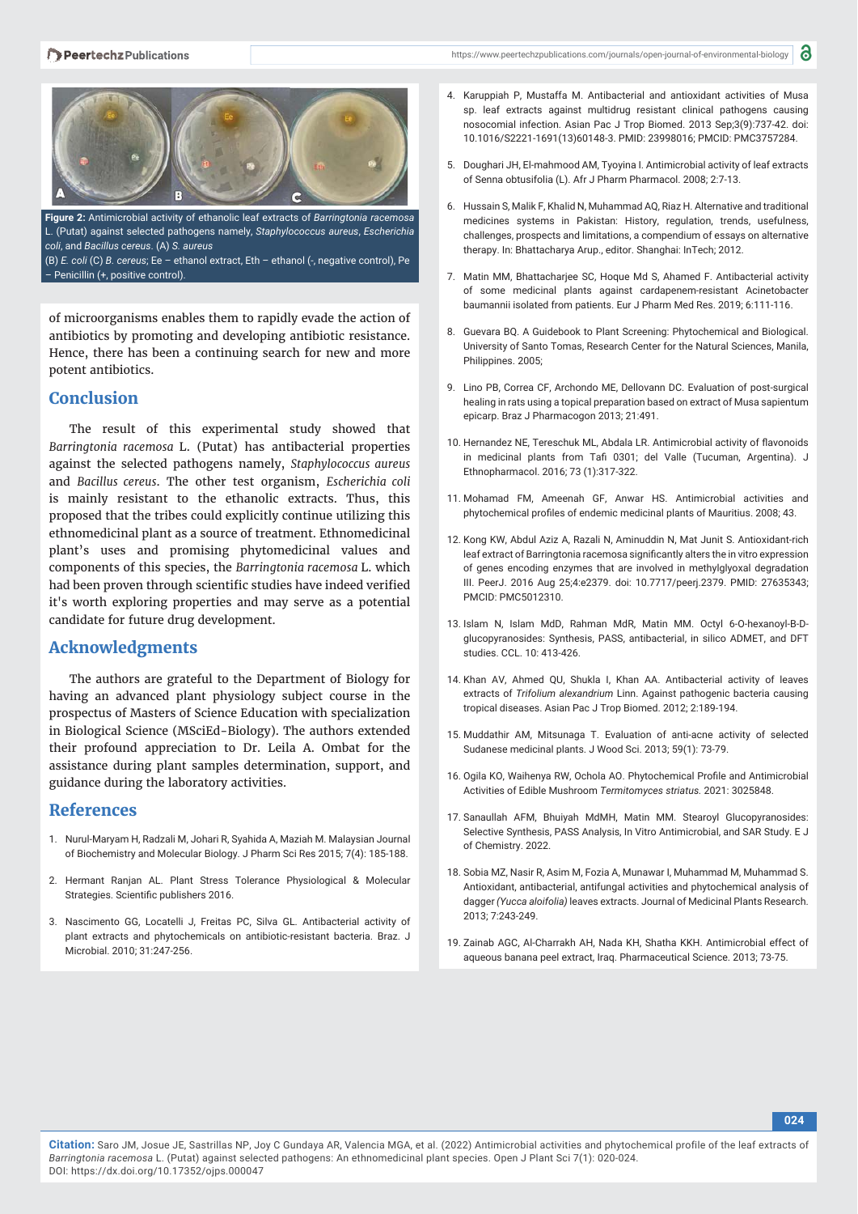**Figure 2:** Antimicrobial activity of ethanolic leaf extracts of *Barringtonia racemosa* L. (Putat) against selected pathogens namely, *Staphylococcus aureus*, *Escherichia coli*, and *Bacillus cereus*. (A) *S. aureus* (B) *E. coli* (C) *B. cereus*; Ee – ethanol extract, Eth – ethanol (-, negative control), Pe – Penicillin (+, positive control).

of microorganisms enables them to rapidly evade the action of antibiotics by promoting and developing antibiotic resistance. Hence, there has been a continuing search for new and more potent antibiotics.

## Conclusion

The result of this experimental study showed that *Barringtonia racemosa* L. (Putat) has antibacterial properties against the selected pathogens namely, *Staphylococcus aureus* and *Bacillus cereus*. The other test organism, *Escherichia coli* is mainly resistant to the ethanolic extracts. Thus, this proposed that the tribes could explicitly continue utilizing this ethnomedicinal plant as a source of treatment. Ethnomedicinal plant's uses and promising phytomedicinal values and components of this species, the *Barringtonia racemosa* L. which had been proven through scientific studies have indeed verified it's worth exploring properties and may serve as a potential candidate for future drug development.

## Acknowledgments

The authors are grateful to the Department of Biology for having an advanced plant physiology subject course in the prospectus of Masters of Science Education with specialization in Biological Science (MSciEd-Biology). The authors extended their profound appreciation to Dr. Leila A. Ombat for the assistance during plant samples determination, support, and guidance during the laboratory activities.

## References

1. Nurul-Maryam H, Radzali M, Johari R, Syahida A, Maziah M. Malaysian Journal of Biochemistry and Molecular Biology. J Pharm Sci Res 2015; 7(4): 185-188.
2. Hermant Ranjan AL. Plant Stress Tolerance Physiological & Molecular Strategies. Scientific publishers 2016.
3. Nascimento GG, Locatelli J, Freitas PC, Silva GL. Antibacterial activity of plant extracts and phytochemicals on antibiotic-resistant bacteria. Braz. J Microbial. 2010; 31:247-256.
4. Karuppiah P, Mustaffa M. Antibacterial and antioxidant activities of Musa sp. leaf extracts against multidrug resistant clinical pathogens causing nosocomial infection. Asian Pac J Trop Biomed. 2013 Sep;3(9):737-42. doi: 10.1016/S2221-1691(13)60148-3. PMID: 23998016; PMCID: PMC3757284.
5. Doughari JH, El-mahmood AM, Tyoyina I. Antimicrobial activity of leaf extracts of Senna obtusifolia (L). Afr J Pharm Pharmacol. 2008; 2:7-13.
6. Hussain S, Malik F, Khalid N, Muhammad AQ, Riaz H. Alternative and traditional medicines systems in Pakistan: History, regulation, trends, usefulness, challenges, prospects and limitations, a compendium of essays on alternative therapy. In: Bhattacharya Arup., editor. Shanghai: InTech; 2012.
7. Matin MM, Bhattacharjee SC, Hoque Md S, Ahamed F. Antibacterial activity of some medicinal plants against cardapenem-resistant Acinetobacter baumannii isolated from patients. Eur J Pharm Med Res. 2019; 6:111-116.
8. Guevara BQ. A Guidebook to Plant Screening: Phytochemical and Biological. University of Santo Tomas, Research Center for the Natural Sciences, Manila, Philippines. 2005;
9. Lino PB, Correa CF, Archondo ME, Dellovann DC. Evaluation of post-surgical healing in rats using a topical preparation based on extract of Musa sapientum epicarp. Braz J Pharmacogon 2013; 21:491.
10. Hernandez NE, Tereschuk ML, Abdala LR. Antimicrobial activity of flavonoids in medicinal plants from Tafi 0301; del Valle (Tucuman, Argentina). J Ethnopharmacol. 2016; 73 (1):317-322.
11. Mohamad FM, Ameenah GF, Anwar HS. Antimicrobial activities and phytochemical profiles of endemic medicinal plants of Mauritius. 2008; 43.
12. Kong KW, Abdul Aziz A, Razali N, Aminuddin N, Mat Junit S. Antioxidant-rich leaf extract of Barringtonia racemosa significantly alters the in vitro expression of genes encoding enzymes that are involved in methylglyoxal degradation III. PeerJ. 2016 Aug 25;4:e2379. doi: 10.7717/peerj.2379. PMID: 27635343; PMCID: PMC5012310.
13. Islam N, Islam MdD, Rahman MdR, Matin MM. Octyl 6-O-hexanoyl-B-D-glucopyranosides: Synthesis, PASS, antibacterial, in silico ADMET, and DFT studies. CCL. 10: 413-426.
14. Khan AV, Ahmed QU, Shukla I, Khan AA. Antibacterial activity of leaves extracts of *Trifolium alexandrium* Linn. Against pathogenic bacteria causing tropical diseases. Asian Pac J Trop Biomed. 2012; 2:189-194.
15. Muddathir AM, Mitsunaga T. Evaluation of anti-acne activity of selected Sudanese medicinal plants. J Wood Sci. 2013; 59(1): 73-79.
16. Ogila KO, Waihenya RW, Ochola AO. Phytochemical Profile and Antimicrobial Activities of Edible Mushroom *Termitomyces striatus.* 2021: 3025848.
17. Sanaullah AFM, Bhuiyah MdMH, Matin MM. Stearoyl Glucopyranosides: Selective Synthesis, PASS Analysis, In Vitro Antimicrobial, and SAR Study. E J of Chemistry. 2022.
18. Sobia MZ, Nasir R, Asim M, Fozia A, Munawar I, Muhammad M, Muhammad S. Antioxidant, antibacterial, antifungal activities and phytochemical analysis of dagger *(Yucca aloifolia)* leaves extracts. Journal of Medicinal Plants Research. 2013; 7:243-249.
19. Zainab AGC, Al-Charrakh AH, Nada KH, Shatha KKH. Antimicrobial effect of aqueous banana peel extract, Iraq. Pharmaceutical Science. 2013; 73-75.